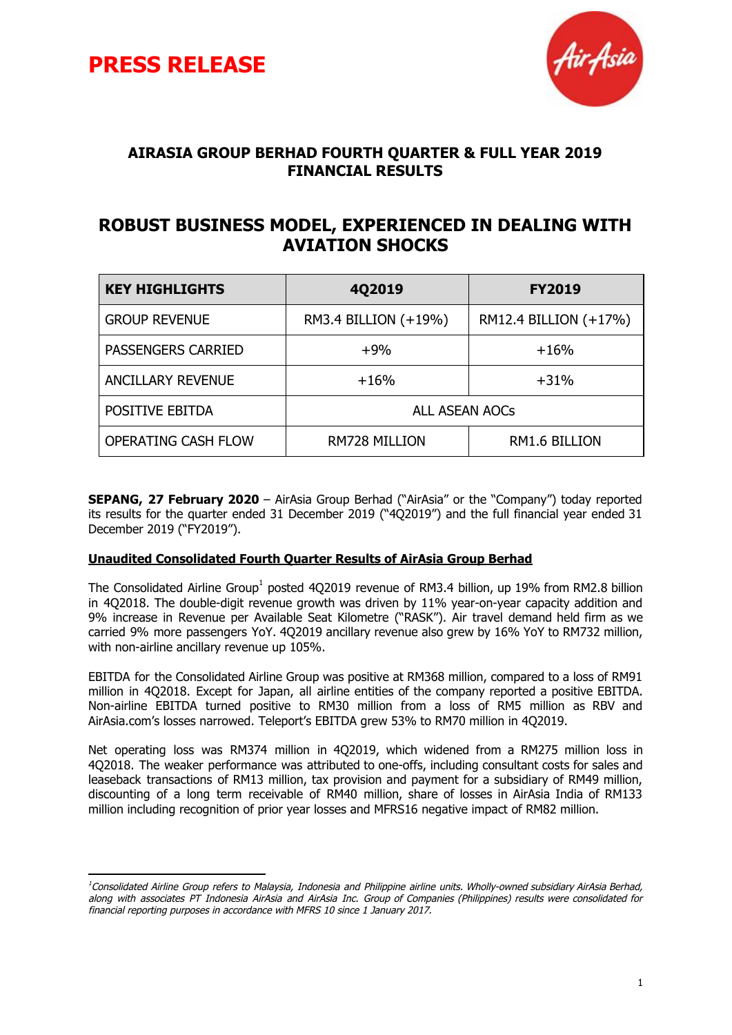# PRESS RELEASE

## AIRASIA GROUP BERHAD FOURTH QUARTER & FULL YEAR 2019 FINANCIAL RESULTS

## ROBUST BUSINESS MODEL, EXPERIENCED IN DEALING WITH AVIATION SHOCKS

| KEY HIGHLIGHTS | 4Q2019 | FY2019 |
|---|---|---|
| GROUP REVENUE | RM3.4 BILLION (+19%) | RM12.4 BILLION (+17%) |
| PASSENGERS CARRIED | +9% | +16% |
| ANCILLARY REVENUE | +16% | +31% |
| POSITIVE EBITDA | ALL ASEAN AOCs | |
| OPERATING CASH FLOW | RM728 MILLION | RM1.6 BILLION |

**SEPANG, 27 February 2020** – AirAsia Group Berhad ("AirAsia" or the "Company") today reported its results for the quarter ended 31 December 2019 ("4Q2019") and the full financial year ended 31 December 2019 ("FY2019").

**Unaudited Consolidated Fourth Quarter Results of AirAsia Group Berhad**

The Consolidated Airline Group[1] posted 4Q2019 revenue of RM3.4 billion, up 19% from RM2.8 billion in 4Q2018. The double-digit revenue growth was driven by 11% year-on-year capacity addition and 9% increase in Revenue per Available Seat Kilometre ("RASK"). Air travel demand held firm as we carried 9% more passengers YoY. 4Q2019 ancillary revenue also grew by 16% YoY to RM732 million, with non-airline ancillary revenue up 105%.

EBITDA for the Consolidated Airline Group was positive at RM368 million, compared to a loss of RM91 million in 4Q2018. Except for Japan, all airline entities of the company reported a positive EBITDA. Non-airline EBITDA turned positive to RM30 million from a loss of RM5 million as RBV and AirAsia.com's losses narrowed. Teleport's EBITDA grew 53% to RM70 million in 4Q2019.

Net operating loss was RM374 million in 4Q2019, which widened from a RM275 million loss in 4Q2018. The weaker performance was attributed to one-offs, including consultant costs for sales and leaseback transactions of RM13 million, tax provision and payment for a subsidiary of RM49 million, discounting of a long term receivable of RM40 million, share of losses in AirAsia India of RM133 million including recognition of prior year losses and MFRS16 negative impact of RM82 million.

---

*[1]Consolidated Airline Group refers to Malaysia, Indonesia and Philippine airline units. Wholly-owned subsidiary AirAsia Berhad, along with associates PT Indonesia AirAsia and AirAsia Inc. Group of Companies (Philippines) results were consolidated for financial reporting purposes in accordance with MFRS 10 since 1 January 2017.*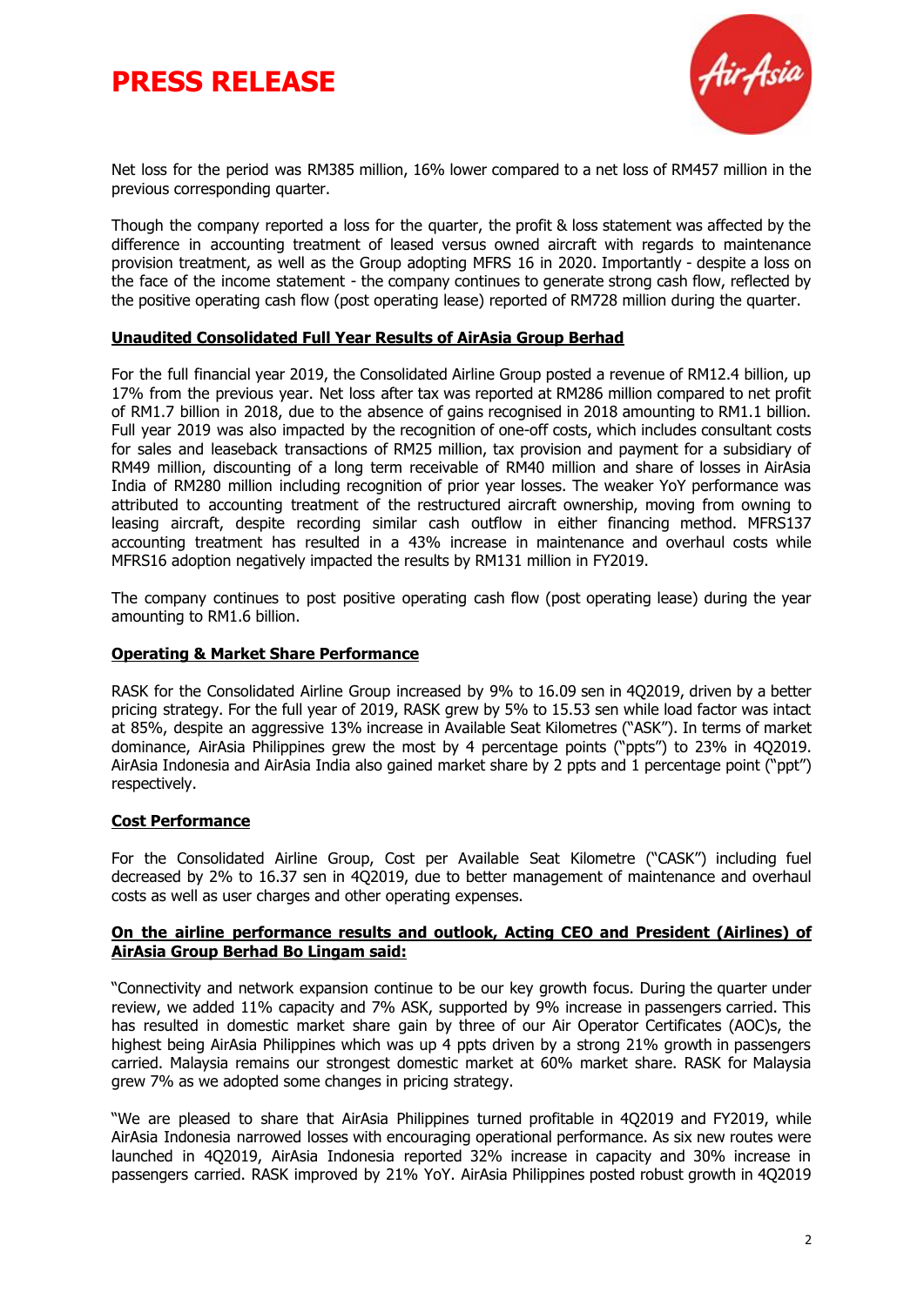Net loss for the period was RM385 million, 16% lower compared to a net loss of RM457 million in the previous corresponding quarter.

Though the company reported a loss for the quarter, the profit & loss statement was affected by the difference in accounting treatment of leased versus owned aircraft with regards to maintenance provision treatment, as well as the Group adopting MFRS 16 in 2020. Importantly - despite a loss on the face of the income statement - the company continues to generate strong cash flow, reflected by the positive operating cash flow (post operating lease) reported of RM728 million during the quarter.

**Unaudited Consolidated Full Year Results of AirAsia Group Berhad**

For the full financial year 2019, the Consolidated Airline Group posted a revenue of RM12.4 billion, up 17% from the previous year. Net loss after tax was reported at RM286 million compared to net profit of RM1.7 billion in 2018, due to the absence of gains recognised in 2018 amounting to RM1.1 billion. Full year 2019 was also impacted by the recognition of one-off costs, which includes consultant costs for sales and leaseback transactions of RM25 million, tax provision and payment for a subsidiary of RM49 million, discounting of a long term receivable of RM40 million and share of losses in AirAsia India of RM280 million including recognition of prior year losses. The weaker YoY performance was attributed to accounting treatment of the restructured aircraft ownership, moving from owning to leasing aircraft, despite recording similar cash outflow in either financing method. MFRS137 accounting treatment has resulted in a 43% increase in maintenance and overhaul costs while MFRS16 adoption negatively impacted the results by RM131 million in FY2019.

The company continues to post positive operating cash flow (post operating lease) during the year amounting to RM1.6 billion.

**Operating & Market Share Performance**

RASK for the Consolidated Airline Group increased by 9% to 16.09 sen in 4Q2019, driven by a better pricing strategy. For the full year of 2019, RASK grew by 5% to 15.53 sen while load factor was intact at 85%, despite an aggressive 13% increase in Available Seat Kilometres ("ASK"). In terms of market dominance, AirAsia Philippines grew the most by 4 percentage points ("ppts") to 23% in 4Q2019. AirAsia Indonesia and AirAsia India also gained market share by 2 ppts and 1 percentage point ("ppt") respectively.

**Cost Performance**

For the Consolidated Airline Group, Cost per Available Seat Kilometre ("CASK") including fuel decreased by 2% to 16.37 sen in 4Q2019, due to better management of maintenance and overhaul costs as well as user charges and other operating expenses.

**On the airline performance results and outlook, Acting CEO and President (Airlines) of AirAsia Group Berhad Bo Lingam said:**

"Connectivity and network expansion continue to be our key growth focus. During the quarter under review, we added 11% capacity and 7% ASK, supported by 9% increase in passengers carried. This has resulted in domestic market share gain by three of our Air Operator Certificates (AOC)s, the highest being AirAsia Philippines which was up 4 ppts driven by a strong 21% growth in passengers carried. Malaysia remains our strongest domestic market at 60% market share. RASK for Malaysia grew 7% as we adopted some changes in pricing strategy.

"We are pleased to share that AirAsia Philippines turned profitable in 4Q2019 and FY2019, while AirAsia Indonesia narrowed losses with encouraging operational performance. As six new routes were launched in 4Q2019, AirAsia Indonesia reported 32% increase in capacity and 30% increase in passengers carried. RASK improved by 21% YoY. AirAsia Philippines posted robust growth in 4Q2019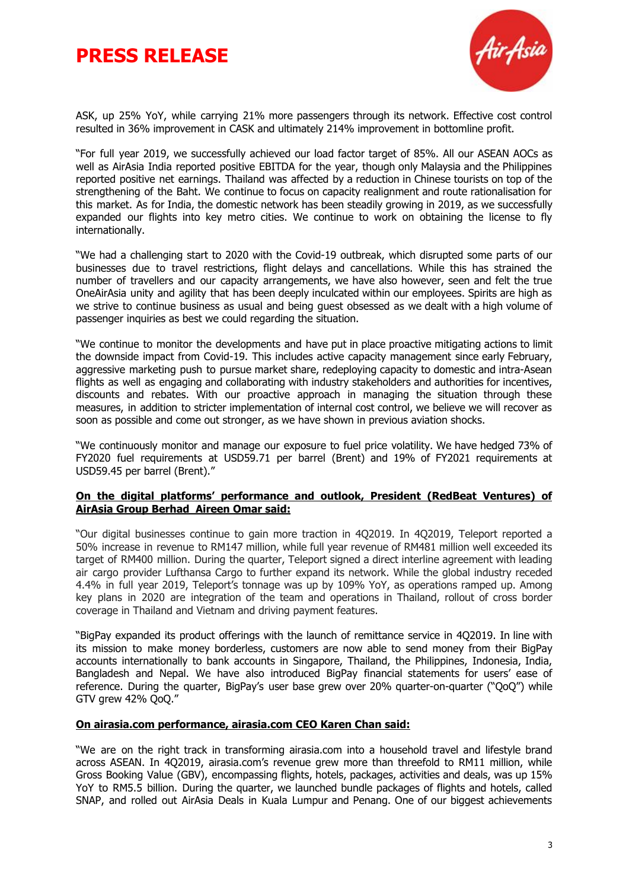ASK, up 25% YoY, while carrying 21% more passengers through its network. Effective cost control resulted in 36% improvement in CASK and ultimately 214% improvement in bottomline profit.

"For full year 2019, we successfully achieved our load factor target of 85%. All our ASEAN AOCs as well as AirAsia India reported positive EBITDA for the year, though only Malaysia and the Philippines reported positive net earnings. Thailand was affected by a reduction in Chinese tourists on top of the strengthening of the Baht. We continue to focus on capacity realignment and route rationalisation for this market. As for India, the domestic network has been steadily growing in 2019, as we successfully expanded our flights into key metro cities. We continue to work on obtaining the license to fly internationally.

"We had a challenging start to 2020 with the Covid-19 outbreak, which disrupted some parts of our businesses due to travel restrictions, flight delays and cancellations. While this has strained the number of travellers and our capacity arrangements, we have also however, seen and felt the true OneAirAsia unity and agility that has been deeply inculcated within our employees. Spirits are high as we strive to continue business as usual and being guest obsessed as we dealt with a high volume of passenger inquiries as best we could regarding the situation.

"We continue to monitor the developments and have put in place proactive mitigating actions to limit the downside impact from Covid-19. This includes active capacity management since early February, aggressive marketing push to pursue market share, redeploying capacity to domestic and intra-Asean flights as well as engaging and collaborating with industry stakeholders and authorities for incentives, discounts and rebates. With our proactive approach in managing the situation through these measures, in addition to stricter implementation of internal cost control, we believe we will recover as soon as possible and come out stronger, as we have shown in previous aviation shocks.

"We continuously monitor and manage our exposure to fuel price volatility. We have hedged 73% of FY2020 fuel requirements at USD59.71 per barrel (Brent) and 19% of FY2021 requirements at USD59.45 per barrel (Brent)."

**On the digital platforms' performance and outlook, President (RedBeat Ventures) of AirAsia Group Berhad Aireen Omar said:**

"Our digital businesses continue to gain more traction in 4Q2019. In 4Q2019, Teleport reported a 50% increase in revenue to RM147 million, while full year revenue of RM481 million well exceeded its target of RM400 million. During the quarter, Teleport signed a direct interline agreement with leading air cargo provider Lufthansa Cargo to further expand its network. While the global industry receded 4.4% in full year 2019, Teleport's tonnage was up by 109% YoY, as operations ramped up. Among key plans in 2020 are integration of the team and operations in Thailand, rollout of cross border coverage in Thailand and Vietnam and driving payment features.

"BigPay expanded its product offerings with the launch of remittance service in 4Q2019. In line with its mission to make money borderless, customers are now able to send money from their BigPay accounts internationally to bank accounts in Singapore, Thailand, the Philippines, Indonesia, India, Bangladesh and Nepal. We have also introduced BigPay financial statements for users' ease of reference. During the quarter, BigPay's user base grew over 20% quarter-on-quarter ("QoQ") while GTV grew 42% QoQ."

**On airasia.com performance, airasia.com CEO Karen Chan said:**

"We are on the right track in transforming airasia.com into a household travel and lifestyle brand across ASEAN. In 4Q2019, airasia.com's revenue grew more than threefold to RM11 million, while Gross Booking Value (GBV), encompassing flights, hotels, packages, activities and deals, was up 15% YoY to RM5.5 billion. During the quarter, we launched bundle packages of flights and hotels, called SNAP, and rolled out AirAsia Deals in Kuala Lumpur and Penang. One of our biggest achievements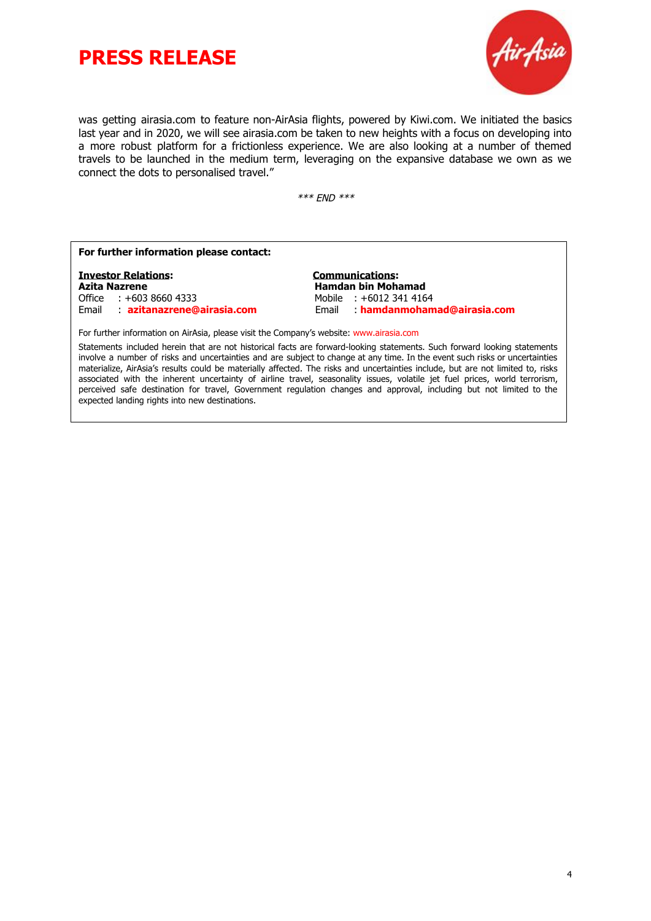was getting airasia.com to feature non-AirAsia flights, powered by Kiwi.com. We initiated the basics last year and in 2020, we will see airasia.com be taken to new heights with a focus on developing into a more robust platform for a frictionless experience. We are also looking at a number of themed travels to be launched in the medium term, leveraging on the expansive database we own as we connect the dots to personalised travel."

*\*\*\* END \*\*\**

**For further information please contact:**

**Investor Relations:**
**Azita Nazrene**
Office : +603 8660 4333
Email : **azitanazrene@airasia.com**

**Communications:**
**Hamdan bin Mohamad**
Mobile : +6012 341 4164
Email : **hamdanmohamad@airasia.com**

For further information on AirAsia, please visit the Company's website: www.airasia.com

Statements included herein that are not historical facts are forward-looking statements. Such forward looking statements involve a number of risks and uncertainties and are subject to change at any time. In the event such risks or uncertainties materialize, AirAsia's results could be materially affected. The risks and uncertainties include, but are not limited to, risks associated with the inherent uncertainty of airline travel, seasonality issues, volatile jet fuel prices, world terrorism, perceived safe destination for travel, Government regulation changes and approval, including but not limited to the expected landing rights into new destinations.